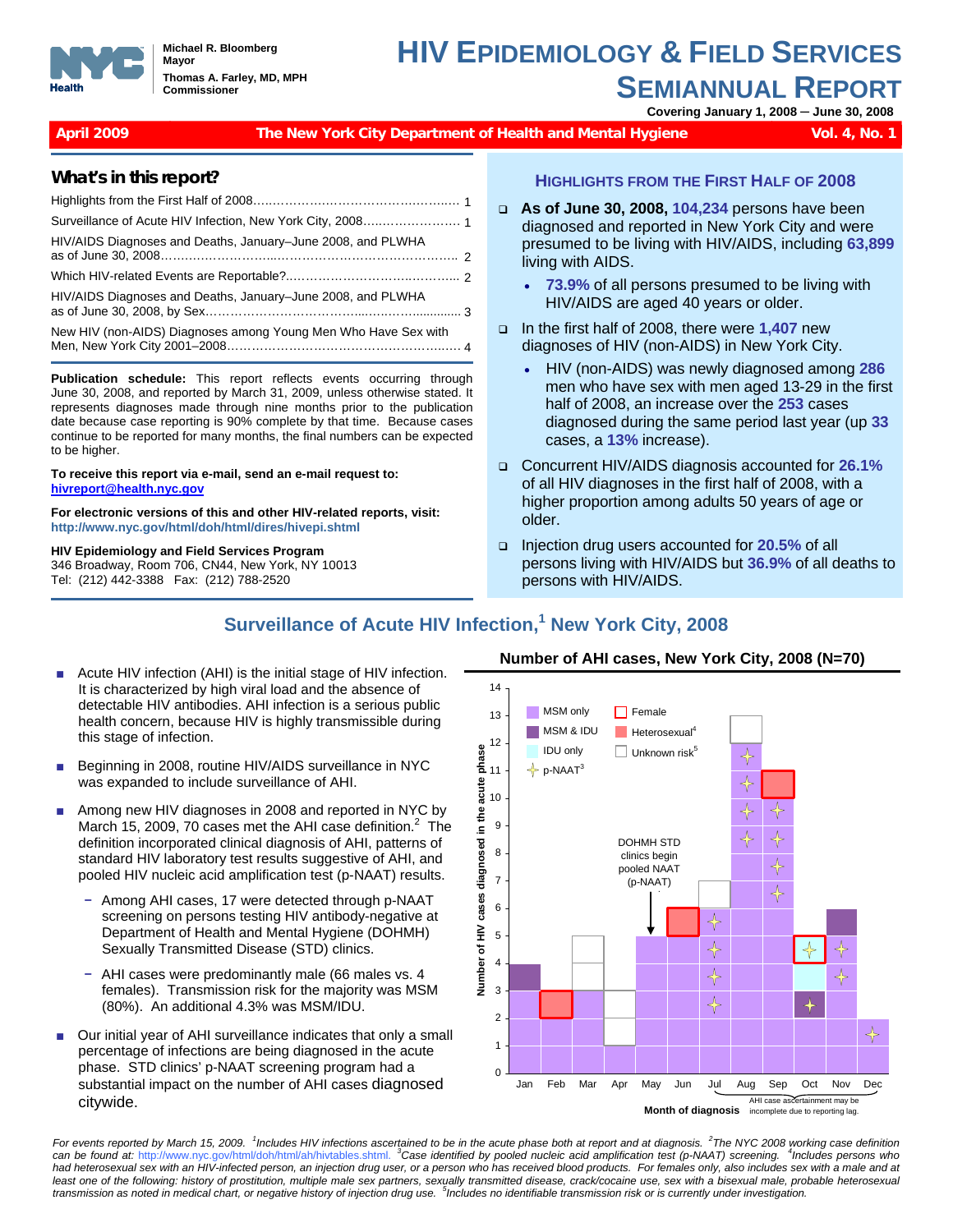Michael R. Bloomberg
Mayor

Thomas A. Farley, MD, MPH
Commissioner

# HIV EPIDEMIOLOGY & FIELD SERVICES SEMIANNUAL REPORT

**Covering January 1, 2008 – June 30, 2008**

**April 2009** | **The New York City Department of Health and Mental Hygiene** | **Vol. 4, No. 1**

## What's in this report?

- Highlights from the First Half of 2008 ..... 1
- Surveillance of Acute HIV Infection, New York City, 2008 ..... 1
- HIV/AIDS Diagnoses and Deaths, January–June 2008, and PLWHA as of June 30, 2008 ..... 2
- Which HIV-related Events are Reportable? ..... 2
- HIV/AIDS Diagnoses and Deaths, January–June 2008, and PLWHA as of June 30, 2008, by Sex ..... 3
- New HIV (non-AIDS) Diagnoses among Young Men Who Have Sex with Men, New York City 2001–2008 ..... 4

**Publication schedule:** This report reflects events occurring through June 30, 2008, and reported by March 31, 2009, unless otherwise stated. It represents diagnoses made through nine months prior to the publication date because case reporting is 90% complete by that time. Because cases continue to be reported for many months, the final numbers can be expected to be higher.

**To receive this report via e-mail, send an e-mail request to: hivreport@health.nyc.gov**

**For electronic versions of this and other HIV-related reports, visit: http://www.nyc.gov/html/doh/html/dires/hivepi.shtml**

**HIV Epidemiology and Field Services Program**
346 Broadway, Room 706, CN44, New York, NY 10013
Tel: (212) 442-3388 Fax: (212) 788-2520

## HIGHLIGHTS FROM THE FIRST HALF OF 2008

- **As of June 30, 2008, 104,234** persons have been diagnosed and reported in New York City and were presumed to be living with HIV/AIDS, including **63,899** living with AIDS.
  - **73.9%** of all persons presumed to be living with HIV/AIDS are aged 40 years or older.
- In the first half of 2008, there were **1,407** new diagnoses of HIV (non-AIDS) in New York City.
  - HIV (non-AIDS) was newly diagnosed among **286** men who have sex with men aged 13-29 in the first half of 2008, an increase over the **253** cases diagnosed during the same period last year (up **33** cases, a **13%** increase).
- Concurrent HIV/AIDS diagnosis accounted for **26.1%** of all HIV diagnoses in the first half of 2008, with a higher proportion among adults 50 years of age or older.
- Injection drug users accounted for **20.5%** of all persons living with HIV/AIDS but **36.9%** of all deaths to persons with HIV/AIDS.

## Surveillance of Acute HIV Infection,[1] New York City, 2008

- Acute HIV infection (AHI) is the initial stage of HIV infection. It is characterized by high viral load and the absence of detectable HIV antibodies. AHI infection is a serious public health concern, because HIV is highly transmissible during this stage of infection.
- Beginning in 2008, routine HIV/AIDS surveillance in NYC was expanded to include surveillance of AHI.
- Among new HIV diagnoses in 2008 and reported in NYC by March 15, 2009, 70 cases met the AHI case definition.[2] The definition incorporated clinical diagnosis of AHI, patterns of standard HIV laboratory test results suggestive of AHI, and pooled HIV nucleic acid amplification test (p-NAAT) results.
  - Among AHI cases, 17 were detected through p-NAAT screening on persons testing HIV antibody-negative at Department of Health and Mental Hygiene (DOHMH) Sexually Transmitted Disease (STD) clinics.
  - AHI cases were predominantly male (66 males vs. 4 females). Transmission risk for the majority was MSM (80%). An additional 4.3% was MSM/IDU.
- Our initial year of AHI surveillance indicates that only a small percentage of infections are being diagnosed in the acute phase. STD clinics' p-NAAT screening program had a substantial impact on the number of AHI cases diagnosed citywide.

**Number of AHI cases, New York City, 2008 (N=70)**

Legend: MSM only; MSM & IDU; IDU only; p-NAAT[3]; Female; Heterosexual[4]; Unknown risk[5]

Y-axis: Number of HIV cases diagnosed in the acute phase (0–14)
X-axis: Month of diagnosis (Jan–Dec)

Annotation: DOHMH STD clinics begin pooled NAAT (p-NAAT) (at May)

Note: AHI case ascertainment may be incomplete due to reporting lag (Jul–Dec).

| Month | Total cases |
|---|---|
| Jan | 4 |
| Feb | 3 |
| Mar | 5 |
| Apr | 3 |
| May | 5 |
| Jun | 6 |
| Jul | 7 |
| Aug | 13 |
| Sep | 11 |
| Oct | 5 |
| Nov | 6 |
| Dec | 2 |

*For events reported by March 15, 2009. [1]Includes HIV infections ascertained to be in the acute phase both at report and at diagnosis. [2]The NYC 2008 working case definition can be found at: http://www.nyc.gov/html/doh/html/ah/hivtables.shtml. [3]Case identified by pooled nucleic acid amplification test (p-NAAT) screening. [4]Includes persons who had heterosexual sex with an HIV-infected person, an injection drug user, or a person who has received blood products. For females only, also includes sex with a male and at least one of the following: history of prostitution, multiple male sex partners, sexually transmitted disease, crack/cocaine use, sex with a bisexual male, probable heterosexual transmission as noted in medical chart, or negative history of injection drug use. [5]Includes no identifiable transmission risk or is currently under investigation.*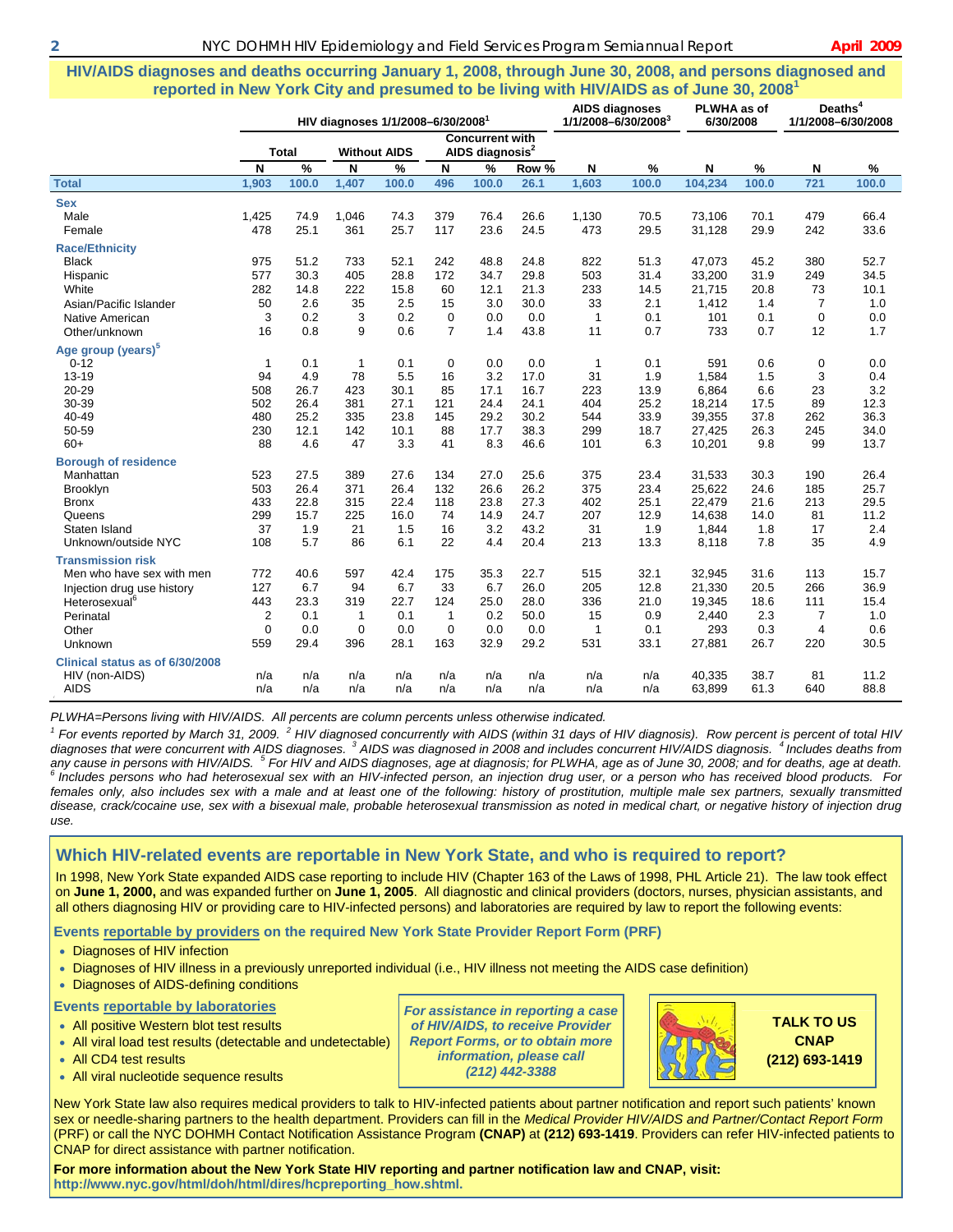## HIV/AIDS diagnoses and deaths occurring January 1, 2008, through June 30, 2008, and persons diagnosed and reported in New York City and presumed to be living with HIV/AIDS as of June 30, 2008[1]

| | HIV diagnoses 1/1/2008–6/30/2008[1] | | | | | | | AIDS diagnoses 1/1/2008–6/30/2008[3] | | PLWHA as of 6/30/2008 | | Deaths[4] 1/1/2008–6/30/2008 | |
|---|---|---|---|---|---|---|---|---|---|---|---|---|---|
| | Total | | Without AIDS | | Concurrent with AIDS diagnosis[2] | | | | | | | | |
| | N | % | N | % | N | % | Row % | N | % | N | % | N | % |
| **Total** | **1,903** | **100.0** | **1,407** | **100.0** | **496** | **100.0** | **26.1** | **1,603** | **100.0** | **104,234** | **100.0** | **721** | **100.0** |
| **Sex** | | | | | | | | | | | | | |
| Male | 1,425 | 74.9 | 1,046 | 74.3 | 379 | 76.4 | 26.6 | 1,130 | 70.5 | 73,106 | 70.1 | 479 | 66.4 |
| Female | 478 | 25.1 | 361 | 25.7 | 117 | 23.6 | 24.5 | 473 | 29.5 | 31,128 | 29.9 | 242 | 33.6 |
| **Race/Ethnicity** | | | | | | | | | | | | | |
| Black | 975 | 51.2 | 733 | 52.1 | 242 | 48.8 | 24.8 | 822 | 51.3 | 47,073 | 45.2 | 380 | 52.7 |
| Hispanic | 577 | 30.3 | 405 | 28.8 | 172 | 34.7 | 29.8 | 503 | 31.4 | 33,200 | 31.9 | 249 | 34.5 |
| White | 282 | 14.8 | 222 | 15.8 | 60 | 12.1 | 21.3 | 233 | 14.5 | 21,715 | 20.8 | 73 | 10.1 |
| Asian/Pacific Islander | 50 | 2.6 | 35 | 2.5 | 15 | 3.0 | 30.0 | 33 | 2.1 | 1,412 | 1.4 | 7 | 1.0 |
| Native American | 3 | 0.2 | 3 | 0.2 | 0 | 0.0 | 0.0 | 1 | 0.1 | 101 | 0.1 | 0 | 0.0 |
| Other/unknown | 16 | 0.8 | 9 | 0.6 | 7 | 1.4 | 43.8 | 11 | 0.7 | 733 | 0.7 | 12 | 1.7 |
| **Age group (years)[5]** | | | | | | | | | | | | | |
| 0-12 | 1 | 0.1 | 1 | 0.1 | 0 | 0.0 | 0.0 | 1 | 0.1 | 591 | 0.6 | 0 | 0.0 |
| 13-19 | 94 | 4.9 | 78 | 5.5 | 16 | 3.2 | 17.0 | 31 | 1.9 | 1,584 | 1.5 | 3 | 0.4 |
| 20-29 | 508 | 26.7 | 423 | 30.1 | 85 | 17.1 | 16.7 | 223 | 13.9 | 6,864 | 6.6 | 23 | 3.2 |
| 30-39 | 502 | 26.4 | 381 | 27.1 | 121 | 24.4 | 24.1 | 404 | 25.2 | 18,214 | 17.5 | 89 | 12.3 |
| 40-49 | 480 | 25.2 | 335 | 23.8 | 145 | 29.2 | 30.2 | 544 | 33.9 | 39,355 | 37.8 | 262 | 36.3 |
| 50-59 | 230 | 12.1 | 142 | 10.1 | 88 | 17.7 | 38.3 | 299 | 18.7 | 27,425 | 26.3 | 245 | 34.0 |
| 60+ | 88 | 4.6 | 47 | 3.3 | 41 | 8.3 | 46.6 | 101 | 6.3 | 10,201 | 9.8 | 99 | 13.7 |
| **Borough of residence** | | | | | | | | | | | | | |
| Manhattan | 523 | 27.5 | 389 | 27.6 | 134 | 27.0 | 25.6 | 375 | 23.4 | 31,533 | 30.3 | 190 | 26.4 |
| Brooklyn | 503 | 26.4 | 371 | 26.4 | 132 | 26.6 | 26.2 | 375 | 23.4 | 25,622 | 24.6 | 185 | 25.7 |
| Bronx | 433 | 22.8 | 315 | 22.4 | 118 | 23.8 | 27.3 | 402 | 25.1 | 22,479 | 21.6 | 213 | 29.5 |
| Queens | 299 | 15.7 | 225 | 16.0 | 74 | 14.9 | 24.7 | 207 | 12.9 | 14,638 | 14.0 | 81 | 11.2 |
| Staten Island | 37 | 1.9 | 21 | 1.5 | 16 | 3.2 | 43.2 | 31 | 1.9 | 1,844 | 1.8 | 17 | 2.4 |
| Unknown/outside NYC | 108 | 5.7 | 86 | 6.1 | 22 | 4.4 | 20.4 | 213 | 13.3 | 8,118 | 7.8 | 35 | 4.9 |
| **Transmission risk** | | | | | | | | | | | | | |
| Men who have sex with men | 772 | 40.6 | 597 | 42.4 | 175 | 35.3 | 22.7 | 515 | 32.1 | 32,945 | 31.6 | 113 | 15.7 |
| Injection drug use history | 127 | 6.7 | 94 | 6.7 | 33 | 6.7 | 26.0 | 205 | 12.8 | 21,330 | 20.5 | 266 | 36.9 |
| Heterosexual[6] | 443 | 23.3 | 319 | 22.7 | 124 | 25.0 | 28.0 | 336 | 21.0 | 19,345 | 18.6 | 111 | 15.4 |
| Perinatal | 2 | 0.1 | 1 | 0.1 | 1 | 0.2 | 50.0 | 15 | 0.9 | 2,440 | 2.3 | 7 | 1.0 |
| Other | 0 | 0.0 | 0 | 0.0 | 0 | 0.0 | 0.0 | 1 | 0.1 | 293 | 0.3 | 4 | 0.6 |
| Unknown | 559 | 29.4 | 396 | 28.1 | 163 | 32.9 | 29.2 | 531 | 33.1 | 27,881 | 26.7 | 220 | 30.5 |
| **Clinical status as of 6/30/2008** | | | | | | | | | | | | | |
| HIV (non-AIDS) | n/a | n/a | n/a | n/a | n/a | n/a | n/a | n/a | n/a | 40,335 | 38.7 | 81 | 11.2 |
| AIDS | n/a | n/a | n/a | n/a | n/a | n/a | n/a | n/a | n/a | 63,899 | 61.3 | 640 | 88.8 |

*PLWHA=Persons living with HIV/AIDS. All percents are column percents unless otherwise indicated.*

*[1] For events reported by March 31, 2009. [2] HIV diagnosed concurrently with AIDS (within 31 days of HIV diagnosis). Row percent is percent of total HIV diagnoses that were concurrent with AIDS diagnoses. [3] AIDS was diagnosed in 2008 and includes concurrent HIV/AIDS diagnosis. [4] Includes deaths from any cause in persons with HIV/AIDS. [5] For HIV and AIDS diagnoses, age at diagnosis; for PLWHA, age as of June 30, 2008; and for deaths, age at death. [6] Includes persons who had heterosexual sex with an HIV-infected person, an injection drug user, or a person who has received blood products. For females only, also includes sex with a male and at least one of the following: history of prostitution, multiple male sex partners, sexually transmitted disease, crack/cocaine use, sex with a bisexual male, probable heterosexual transmission as noted in medical chart, or negative history of injection drug use.*

## Which HIV-related events are reportable in New York State, and who is required to report?

In 1998, New York State expanded AIDS case reporting to include HIV (Chapter 163 of the Laws of 1998, PHL Article 21). The law took effect on **June 1, 2000,** and was expanded further on **June 1, 2005**. All diagnostic and clinical providers (doctors, nurses, physician assistants, and all others diagnosing HIV or providing care to HIV-infected persons) and laboratories are required by law to report the following events:

**Events reportable by providers on the required New York State Provider Report Form (PRF)**

- Diagnoses of HIV infection
- Diagnoses of HIV illness in a previously unreported individual (i.e., HIV illness not meeting the AIDS case definition)
- Diagnoses of AIDS-defining conditions

**Events reportable by laboratories**

- All positive Western blot test results
- All viral load test results (detectable and undetectable)
- All CD4 test results
- All viral nucleotide sequence results

***For assistance in reporting a case of HIV/AIDS, to receive Provider Report Forms, or to obtain more information, please call (212) 442-3388***

**TALK TO US CNAP (212) 693-1419**

New York State law also requires medical providers to talk to HIV-infected patients about partner notification and report such patients' known sex or needle-sharing partners to the health department. Providers can fill in the *Medical Provider HIV/AIDS and Partner/Contact Report Form* (PRF) or call the NYC DOHMH Contact Notification Assistance Program **(CNAP)** at **(212) 693-1419**. Providers can refer HIV-infected patients to CNAP for direct assistance with partner notification.

**For more information about the New York State HIV reporting and partner notification law and CNAP, visit: http://www.nyc.gov/html/doh/html/dires/hcpreporting_how.shtml.**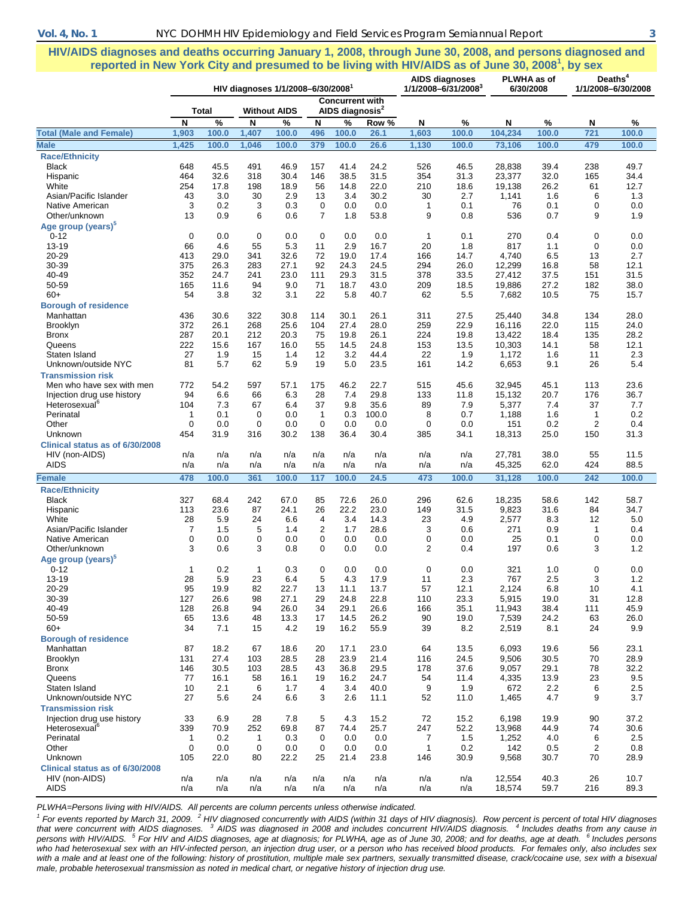## HIV/AIDS diagnoses and deaths occurring January 1, 2008, through June 30, 2008, and persons diagnosed and reported in New York City and presumed to be living with HIV/AIDS as of June 30, 2008[1], by sex

| | HIV diagnoses 1/1/2008–6/30/2008[1] | | | | | | | AIDS diagnoses 1/1/2008–6/31/2008[3] | | PLWHA as of 6/30/2008 | | Deaths[4] 1/1/2008–6/30/2008 | |
|---|---|---|---|---|---|---|---|---|---|---|---|---|---|
| | Total | | Without AIDS | | Concurrent with AIDS diagnosis[2] | | | | | | | | |
| | N | % | N | % | N | % | Row % | N | % | N | % | N | % |
| **Total (Male and Female)** | 1,903 | 100.0 | 1,407 | 100.0 | 496 | 100.0 | 26.1 | 1,603 | 100.0 | 104,234 | 100.0 | 721 | 100.0 |
| **Male** | 1,425 | 100.0 | 1,046 | 100.0 | 379 | 100.0 | 26.6 | 1,130 | 100.0 | 73,106 | 100.0 | 479 | 100.0 |
| **Race/Ethnicity** | | | | | | | | | | | | | |
| Black | 648 | 45.5 | 491 | 46.9 | 157 | 41.4 | 24.2 | 526 | 46.5 | 28,838 | 39.4 | 238 | 49.7 |
| Hispanic | 464 | 32.6 | 318 | 30.4 | 146 | 38.5 | 31.5 | 354 | 31.3 | 23,377 | 32.0 | 165 | 34.4 |
| White | 254 | 17.8 | 198 | 18.9 | 56 | 14.8 | 22.0 | 210 | 18.6 | 19,138 | 26.2 | 61 | 12.7 |
| Asian/Pacific Islander | 43 | 3.0 | 30 | 2.9 | 13 | 3.4 | 30.2 | 30 | 2.7 | 1,141 | 1.6 | 6 | 1.3 |
| Native American | 3 | 0.2 | 3 | 0.3 | 0 | 0.0 | 0.0 | 1 | 0.1 | 76 | 0.1 | 0 | 0.0 |
| Other/unknown | 13 | 0.9 | 6 | 0.6 | 7 | 1.8 | 53.8 | 9 | 0.8 | 536 | 0.7 | 9 | 1.9 |
| **Age group (years)[5]** | | | | | | | | | | | | | |
| 0-12 | 0 | 0.0 | 0 | 0.0 | 0 | 0.0 | 0.0 | 1 | 0.1 | 270 | 0.4 | 0 | 0.0 |
| 13-19 | 66 | 4.6 | 55 | 5.3 | 11 | 2.9 | 16.7 | 20 | 1.8 | 817 | 1.1 | 0 | 0.0 |
| 20-29 | 413 | 29.0 | 341 | 32.6 | 72 | 19.0 | 17.4 | 166 | 14.7 | 4,740 | 6.5 | 13 | 2.7 |
| 30-39 | 375 | 26.3 | 283 | 27.1 | 92 | 24.3 | 24.5 | 294 | 26.0 | 12,299 | 16.8 | 58 | 12.1 |
| 40-49 | 352 | 24.7 | 241 | 23.0 | 111 | 29.3 | 31.5 | 378 | 33.5 | 27,412 | 37.5 | 151 | 31.5 |
| 50-59 | 165 | 11.6 | 94 | 9.0 | 71 | 18.7 | 43.0 | 209 | 18.5 | 19,886 | 27.2 | 182 | 38.0 |
| 60+ | 54 | 3.8 | 32 | 3.1 | 22 | 5.8 | 40.7 | 62 | 5.5 | 7,682 | 10.5 | 75 | 15.7 |
| **Borough of residence** | | | | | | | | | | | | | |
| Manhattan | 436 | 30.6 | 322 | 30.8 | 114 | 30.1 | 26.1 | 311 | 27.5 | 25,440 | 34.8 | 134 | 28.0 |
| Brooklyn | 372 | 26.1 | 268 | 25.6 | 104 | 27.4 | 28.0 | 259 | 22.9 | 16,116 | 22.0 | 115 | 24.0 |
| Bronx | 287 | 20.1 | 212 | 20.3 | 75 | 19.8 | 26.1 | 224 | 19.8 | 13,422 | 18.4 | 135 | 28.2 |
| Queens | 222 | 15.6 | 167 | 16.0 | 55 | 14.5 | 24.8 | 153 | 13.5 | 10,303 | 14.1 | 58 | 12.1 |
| Staten Island | 27 | 1.9 | 15 | 1.4 | 12 | 3.2 | 44.4 | 22 | 1.9 | 1,172 | 1.6 | 11 | 2.3 |
| Unknown/outside NYC | 81 | 5.7 | 62 | 5.9 | 19 | 5.0 | 23.5 | 161 | 14.2 | 6,653 | 9.1 | 26 | 5.4 |
| **Transmission risk** | | | | | | | | | | | | | |
| Men who have sex with men | 772 | 54.2 | 597 | 57.1 | 175 | 46.2 | 22.7 | 515 | 45.6 | 32,945 | 45.1 | 113 | 23.6 |
| Injection drug use history | 94 | 6.6 | 66 | 6.3 | 28 | 7.4 | 29.8 | 133 | 11.8 | 15,132 | 20.7 | 176 | 36.7 |
| Heterosexual[6] | 104 | 7.3 | 67 | 6.4 | 37 | 9.8 | 35.6 | 89 | 7.9 | 5,377 | 7.4 | 37 | 7.7 |
| Perinatal | 1 | 0.1 | 0 | 0.0 | 1 | 0.3 | 100.0 | 8 | 0.7 | 1,188 | 1.6 | 1 | 0.2 |
| Other | 0 | 0.0 | 0 | 0.0 | 0 | 0.0 | 0.0 | 0 | 0.0 | 151 | 0.2 | 2 | 0.4 |
| Unknown | 454 | 31.9 | 316 | 30.2 | 138 | 36.4 | 30.4 | 385 | 34.1 | 18,313 | 25.0 | 150 | 31.3 |
| **Clinical status as of 6/30/2008** | | | | | | | | | | | | | |
| HIV (non-AIDS) | n/a | n/a | n/a | n/a | n/a | n/a | n/a | n/a | n/a | 27,781 | 38.0 | 55 | 11.5 |
| AIDS | n/a | n/a | n/a | n/a | n/a | n/a | n/a | n/a | n/a | 45,325 | 62.0 | 424 | 88.5 |
| **Female** | 478 | 100.0 | 361 | 100.0 | 117 | 100.0 | 24.5 | 473 | 100.0 | 31,128 | 100.0 | 242 | 100.0 |
| **Race/Ethnicity** | | | | | | | | | | | | | |
| Black | 327 | 68.4 | 242 | 67.0 | 85 | 72.6 | 26.0 | 296 | 62.6 | 18,235 | 58.6 | 142 | 58.7 |
| Hispanic | 113 | 23.6 | 87 | 24.1 | 26 | 22.2 | 23.0 | 149 | 31.5 | 9,823 | 31.6 | 84 | 34.7 |
| White | 28 | 5.9 | 24 | 6.6 | 4 | 3.4 | 14.3 | 23 | 4.9 | 2,577 | 8.3 | 12 | 5.0 |
| Asian/Pacific Islander | 7 | 1.5 | 5 | 1.4 | 2 | 1.7 | 28.6 | 3 | 0.6 | 271 | 0.9 | 1 | 0.4 |
| Native American | 0 | 0.0 | 0 | 0.0 | 0 | 0.0 | 0.0 | 0 | 0.0 | 25 | 0.1 | 0 | 0.0 |
| Other/unknown | 3 | 0.6 | 3 | 0.8 | 0 | 0.0 | 0.0 | 2 | 0.4 | 197 | 0.6 | 3 | 1.2 |
| **Age group (years)[5]** | | | | | | | | | | | | | |
| 0-12 | 1 | 0.2 | 1 | 0.3 | 0 | 0.0 | 0.0 | 0 | 0.0 | 321 | 1.0 | 0 | 0.0 |
| 13-19 | 28 | 5.9 | 23 | 6.4 | 5 | 4.3 | 17.9 | 11 | 2.3 | 767 | 2.5 | 3 | 1.2 |
| 20-29 | 95 | 19.9 | 82 | 22.7 | 13 | 11.1 | 13.7 | 57 | 12.1 | 2,124 | 6.8 | 10 | 4.1 |
| 30-39 | 127 | 26.6 | 98 | 27.1 | 29 | 24.8 | 22.8 | 110 | 23.3 | 5,915 | 19.0 | 31 | 12.8 |
| 40-49 | 128 | 26.8 | 94 | 26.0 | 34 | 29.1 | 26.6 | 166 | 35.1 | 11,943 | 38.4 | 111 | 45.9 |
| 50-59 | 65 | 13.6 | 48 | 13.3 | 17 | 14.5 | 26.2 | 90 | 19.0 | 7,539 | 24.2 | 63 | 26.0 |
| 60+ | 34 | 7.1 | 15 | 4.2 | 19 | 16.2 | 55.9 | 39 | 8.2 | 2,519 | 8.1 | 24 | 9.9 |
| **Borough of residence** | | | | | | | | | | | | | |
| Manhattan | 87 | 18.2 | 67 | 18.6 | 20 | 17.1 | 23.0 | 64 | 13.5 | 6,093 | 19.6 | 56 | 23.1 |
| Brooklyn | 131 | 27.4 | 103 | 28.5 | 28 | 23.9 | 21.4 | 116 | 24.5 | 9,506 | 30.5 | 70 | 28.9 |
| Bronx | 146 | 30.5 | 103 | 28.5 | 43 | 36.8 | 29.5 | 178 | 37.6 | 9,057 | 29.1 | 78 | 32.2 |
| Queens | 77 | 16.1 | 58 | 16.1 | 19 | 16.2 | 24.7 | 54 | 11.4 | 4,335 | 13.9 | 23 | 9.5 |
| Staten Island | 10 | 2.1 | 6 | 1.7 | 4 | 3.4 | 40.0 | 9 | 1.9 | 672 | 2.2 | 6 | 2.5 |
| Unknown/outside NYC | 27 | 5.6 | 24 | 6.6 | 3 | 2.6 | 11.1 | 52 | 11.0 | 1,465 | 4.7 | 9 | 3.7 |
| **Transmission risk** | | | | | | | | | | | | | |
| Injection drug use history | 33 | 6.9 | 28 | 7.8 | 5 | 4.3 | 15.2 | 72 | 15.2 | 6,198 | 19.9 | 90 | 37.2 |
| Heterosexual[6] | 339 | 70.9 | 252 | 69.8 | 87 | 74.4 | 25.7 | 247 | 52.2 | 13,968 | 44.9 | 74 | 30.6 |
| Perinatal | 1 | 0.2 | 1 | 0.3 | 0 | 0.0 | 0.0 | 7 | 1.5 | 1,252 | 4.0 | 6 | 2.5 |
| Other | 0 | 0.0 | 0 | 0.0 | 0 | 0.0 | 0.0 | 1 | 0.2 | 142 | 0.5 | 2 | 0.8 |
| Unknown | 105 | 22.0 | 80 | 22.2 | 25 | 21.4 | 23.8 | 146 | 30.9 | 9,568 | 30.7 | 70 | 28.9 |
| **Clinical status as of 6/30/2008** | | | | | | | | | | | | | |
| HIV (non-AIDS) | n/a | n/a | n/a | n/a | n/a | n/a | n/a | n/a | n/a | 12,554 | 40.3 | 26 | 10.7 |
| AIDS | n/a | n/a | n/a | n/a | n/a | n/a | n/a | n/a | n/a | 18,574 | 59.7 | 216 | 89.3 |

*PLWHA=Persons living with HIV/AIDS. All percents are column percents unless otherwise indicated.*

*[1] For events reported by March 31, 2009. [2] HIV diagnosed concurrently with AIDS (within 31 days of HIV diagnosis). Row percent is percent of total HIV diagnoses that were concurrent with AIDS diagnoses. [3] AIDS was diagnosed in 2008 and includes concurrent HIV/AIDS diagnosis. [4] Includes deaths from any cause in persons with HIV/AIDS. [5] For HIV and AIDS diagnoses, age at diagnosis; for PLWHA, age as of June 30, 2008; and for deaths, age at death. [6] Includes persons who had heterosexual sex with an HIV-infected person, an injection drug user, or a person who has received blood products. For females only, also includes sex with a male and at least one of the following: history of prostitution, multiple male sex partners, sexually transmitted disease, crack/cocaine use, sex with a bisexual male, probable heterosexual transmission as noted in medical chart, or negative history of injection drug use.*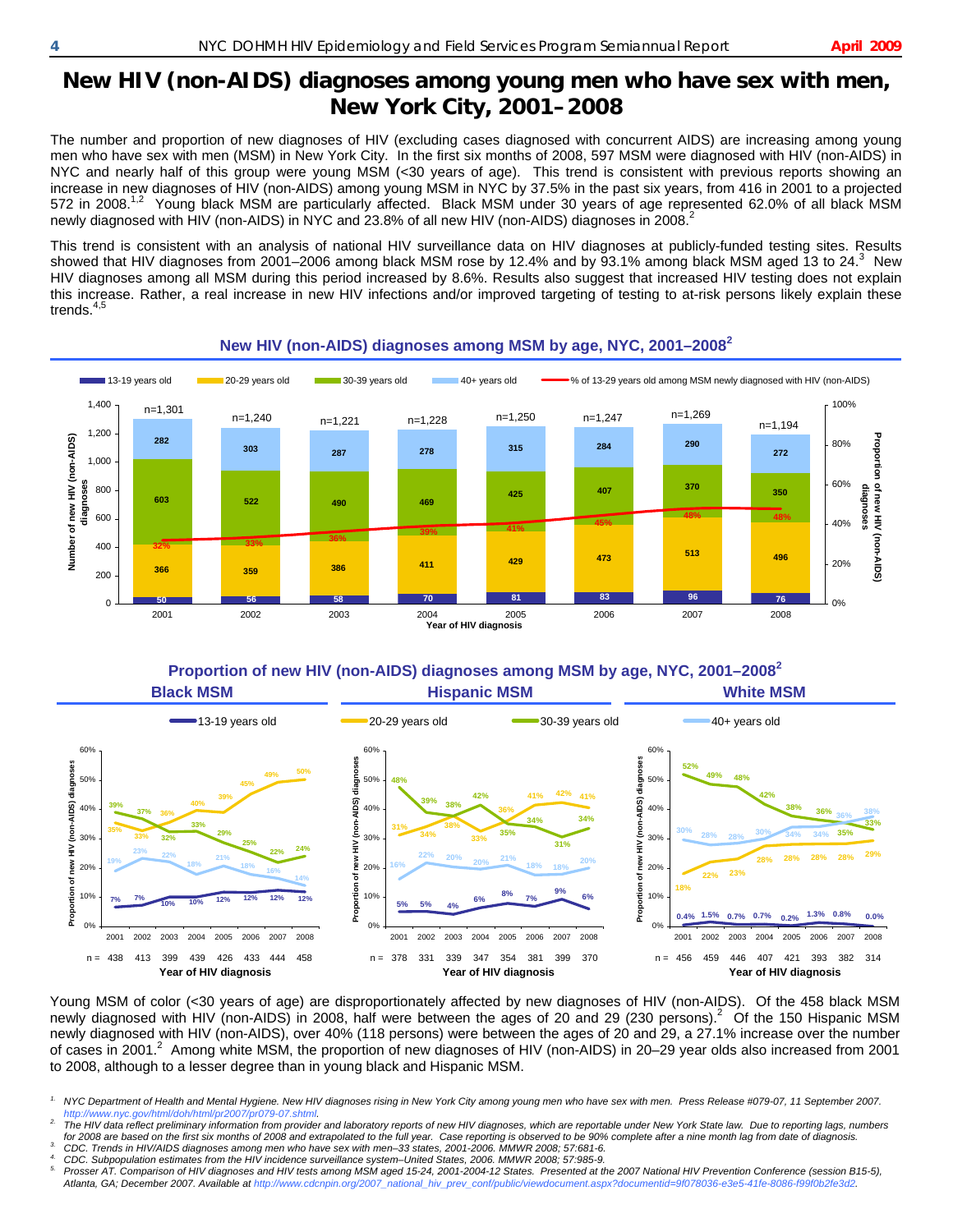# New HIV (non-AIDS) diagnoses among young men who have sex with men, New York City, 2001–2008

The number and proportion of new diagnoses of HIV (excluding cases diagnosed with concurrent AIDS) are increasing among young men who have sex with men (MSM) in New York City. In the first six months of 2008, 597 MSM were diagnosed with HIV (non-AIDS) in NYC and nearly half of this group were young MSM (<30 years of age). This trend is consistent with previous reports showing an increase in new diagnoses of HIV (non-AIDS) among young MSM in NYC by 37.5% in the past six years, from 416 in 2001 to a projected 572 in 2008.[1,2] Young black MSM are particularly affected. Black MSM under 30 years of age represented 62.0% of all black MSM newly diagnosed with HIV (non-AIDS) in NYC and 23.8% of all new HIV (non-AIDS) diagnoses in 2008.[2]

This trend is consistent with an analysis of national HIV surveillance data on HIV diagnoses at publicly-funded testing sites. Results showed that HIV diagnoses from 2001–2006 among black MSM rose by 12.4% and by 93.1% among black MSM aged 13 to 24.[3] New HIV diagnoses among all MSM during this period increased by 8.6%. Results also suggest that increased HIV testing does not explain this increase. Rather, a real increase in new HIV infections and/or improved targeting of testing to at-risk persons likely explain these trends.[4,5]

## New HIV (non-AIDS) diagnoses among MSM by age, NYC, 2001–2008[2]

Legend: 13-19 years old; 20-29 years old; 30-39 years old; 40+ years old; % of 13-29 years old among MSM newly diagnosed with HIV (non-AIDS)

Y-axis (left): Number of new HIV (non-AIDS) diagnoses
Y-axis (right): Proportion of new HIV (non-AIDS) diagnoses
X-axis: Year of HIV diagnosis

2001: n=1,301; 282; 603; 366; 50; 32%
2002: n=1,240; 303; 522; 359; 56; 33%
2003: n=1,221; 287; 490; 386; 58; 36%
2004: n=1,228; 278; 469; 411; 70; 39%
2005: n=1,250; 315; 425; 429; 81; 41%
2006: n=1,247; 284; 407; 473; 83; 45%
2007: n=1,269; 290; 370; 513; 96; 48%
2008: n=1,194; 272; 350; 496; 76; 48%

## Proportion of new HIV (non-AIDS) diagnoses among MSM by age, NYC, 2001–2008[2]

Legend: 13-19 years old; 20-29 years old; 30-39 years old; 40+ years old

Y-axis: Proportion of new HIV (non-AIDS) diagnoses
X-axis: Year of HIV diagnosis

### Black MSM

20-29: 35%, 33%, 36%, 40%, 39%, 45%, 49%, 50%
30-39: 39%, 37%, 32%, 33%, 29%, 25%, 22%, 24%
40+: 19%, 23%, 22%, 18%, 21%, 18%, 16%, 14%
13-19: 7%, 7%, 10%, 10%, 12%, 12%, 12%, 12%

n = 438, 413, 399, 439, 426, 433, 444, 458

### Hispanic MSM

30-39: 48%, 39%, 38%, 42%, 35%, 34%, 31%, 34%
20-29: 31%, 34%, 38%, 33%, 36%, 41%, 42%, 41%
40+: 16%, 22%, 20%, 20%, 21%, 18%, 18%, 20%
13-19: 5%, 5%, 4%, 6%, 8%, 7%, 9%, 6%

n = 378, 331, 339, 347, 354, 381, 399, 370

### White MSM

30-39: 52%, 49%, 48%, 42%, 38%, 36%, 35%, 33%
40+: 30%, 28%, 28%, 30%, 34%, 34%, 36%, 38%
20-29: 18%, 22%, 23%, 28%, 28%, 28%, 28%, 29%
13-19: 0.4%, 1.5%, 0.7%, 0.7%, 0.2%, 1.3%, 0.8%, 0.0%

n = 456, 459, 446, 407, 421, 393, 382, 314

Young MSM of color (<30 years of age) are disproportionately affected by new diagnoses of HIV (non-AIDS). Of the 458 black MSM newly diagnosed with HIV (non-AIDS) in 2008, half were between the ages of 20 and 29 (230 persons).[2] Of the 150 Hispanic MSM newly diagnosed with HIV (non-AIDS), over 40% (118 persons) were between the ages of 20 and 29, a 27.1% increase over the number of cases in 2001.[2] Among white MSM, the proportion of new diagnoses of HIV (non-AIDS) in 20–29 year olds also increased from 2001 to 2008, although to a lesser degree than in young black and Hispanic MSM.

1. *NYC Department of Health and Mental Hygiene. New HIV diagnoses rising in New York City among young men who have sex with men. Press Release #079-07, 11 September 2007. http://www.nyc.gov/html/doh/html/pr2007/pr079-07.shtml.*
2. *The HIV data reflect preliminary information from provider and laboratory reports of new HIV diagnoses, which are reportable under New York State law. Due to reporting lags, numbers for 2008 are based on the first six months of 2008 and extrapolated to the full year. Case reporting is observed to be 90% complete after a nine month lag from date of diagnosis.*
3. *CDC. Trends in HIV/AIDS diagnoses among men who have sex with men–33 states, 2001-2006. MMWR 2008; 57:681-6.*
4. *CDC. Subpopulation estimates from the HIV incidence surveillance system–United States, 2006. MMWR 2008; 57:985-9.*
5. *Prosser AT. Comparison of HIV diagnoses and HIV tests among MSM aged 15-24, 2001-2004-12 States. Presented at the 2007 National HIV Prevention Conference (session B15-5), Atlanta, GA; December 2007. Available at http://www.cdcnpin.org/2007_national_hiv_prev_conf/public/viewdocument.aspx?documentid=9f078036-e3e5-41fe-8086-f99f0b2fe3d2.*